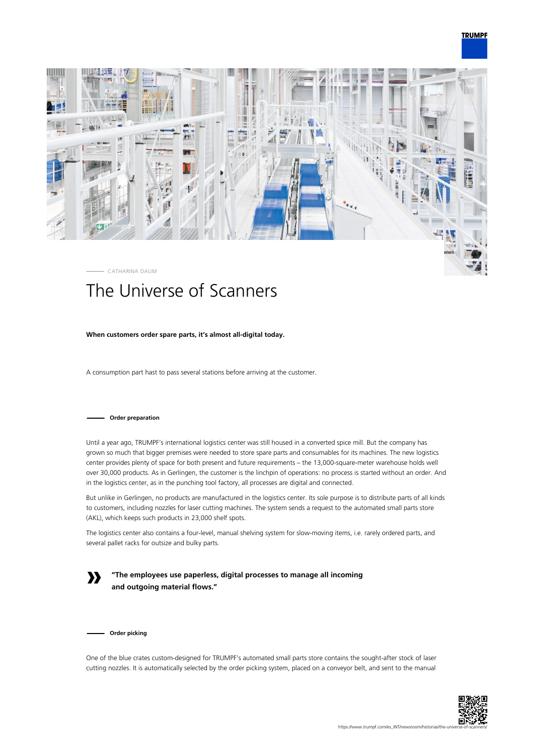CATHARINA DAUM

# The Universe of Scanners

**When customers order spare parts, it's almost all-digital today.**

A consumption part hast to pass several stations before arriving at the customer.

### Order preparation

Until a year ago, TRUMPF's international logistics center was still housed in a converted spice mill. But the company has grown so much that bigger premises were needed to store spare parts and consumables for its machines. The new logistics center provides plenty of space for both present and future requirements – the 13,000-square-meter warehouse holds well over 30,000 products. As in Gerlingen, the customer is the linchpin of operations: no process is started without an order. And in the logistics center, as in the punching tool factory, all processes are digital and connected.

But unlike in Gerlingen, no products are manufactured in the logistics center. Its sole purpose is to distribute parts of all kinds to customers, including nozzles for laser cutting machines. The system sends a request to the automated small parts store (AKL), which keeps such products in 23,000 shelf spots.

The logistics center also contains a four-level, manual shelving system for slow-moving items, i.e. rarely ordered parts, and several pallet racks for outsize and bulky parts.

> **"The employees use paperless, digital processes to manage all incoming and outgoing material flows."**

### Order picking

One of the blue crates custom-designed for TRUMPF's automated small parts store contains the sought-after stock of laser cutting nozzles. It is automatically selected by the order picking system, placed on a conveyor belt, and sent to the manual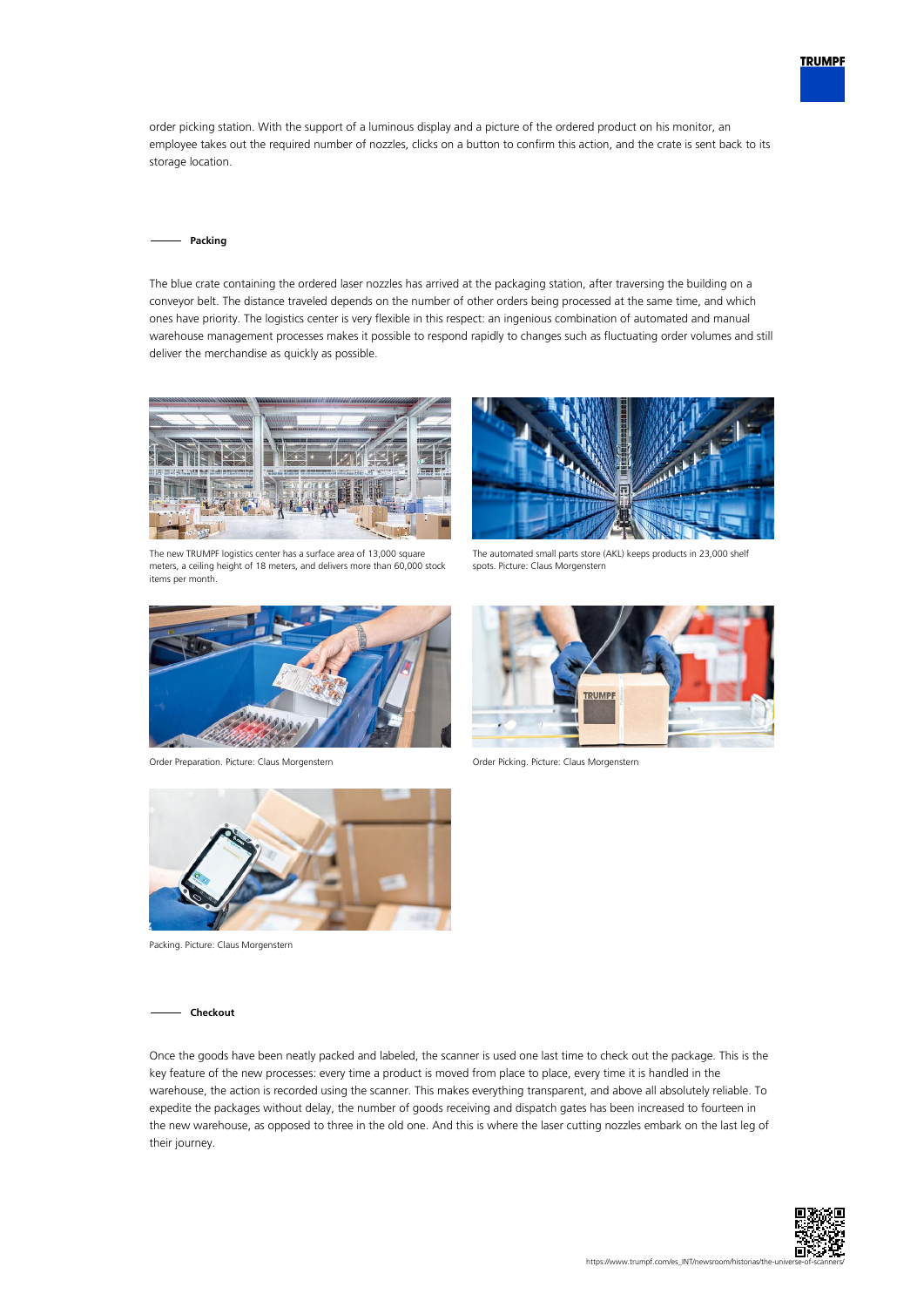order picking station. With the support of a luminous display and a picture of the ordered product on his monitor, an employee takes out the required number of nozzles, clicks on a button to confirm this action, and the crate is sent back to its storage location.

## Packing

The blue crate containing the ordered laser nozzles has arrived at the packaging station, after traversing the building on a conveyor belt. The distance traveled depends on the number of other orders being processed at the same time, and which ones have priority. The logistics center is very flexible in this respect: an ingenious combination of automated and manual warehouse management processes makes it possible to respond rapidly to changes such as fluctuating order volumes and still deliver the merchandise as quickly as possible.

The new TRUMPF logistics center has a surface area of 13,000 square meters, a ceiling height of 18 meters, and delivers more than 60,000 stock items per month.

The automated small parts store (AKL) keeps products in 23,000 shelf spots. Picture: Claus Morgenstern

Order Preparation. Picture: Claus Morgenstern

Order Picking. Picture: Claus Morgenstern

Packing. Picture: Claus Morgenstern

## Checkout

Once the goods have been neatly packed and labeled, the scanner is used one last time to check out the package. This is the key feature of the new processes: every time a product is moved from place to place, every time it is handled in the warehouse, the action is recorded using the scanner. This makes everything transparent, and above all absolutely reliable. To expedite the packages without delay, the number of goods receiving and dispatch gates has been increased to fourteen in the new warehouse, as opposed to three in the old one. And this is where the laser cutting nozzles embark on the last leg of their journey.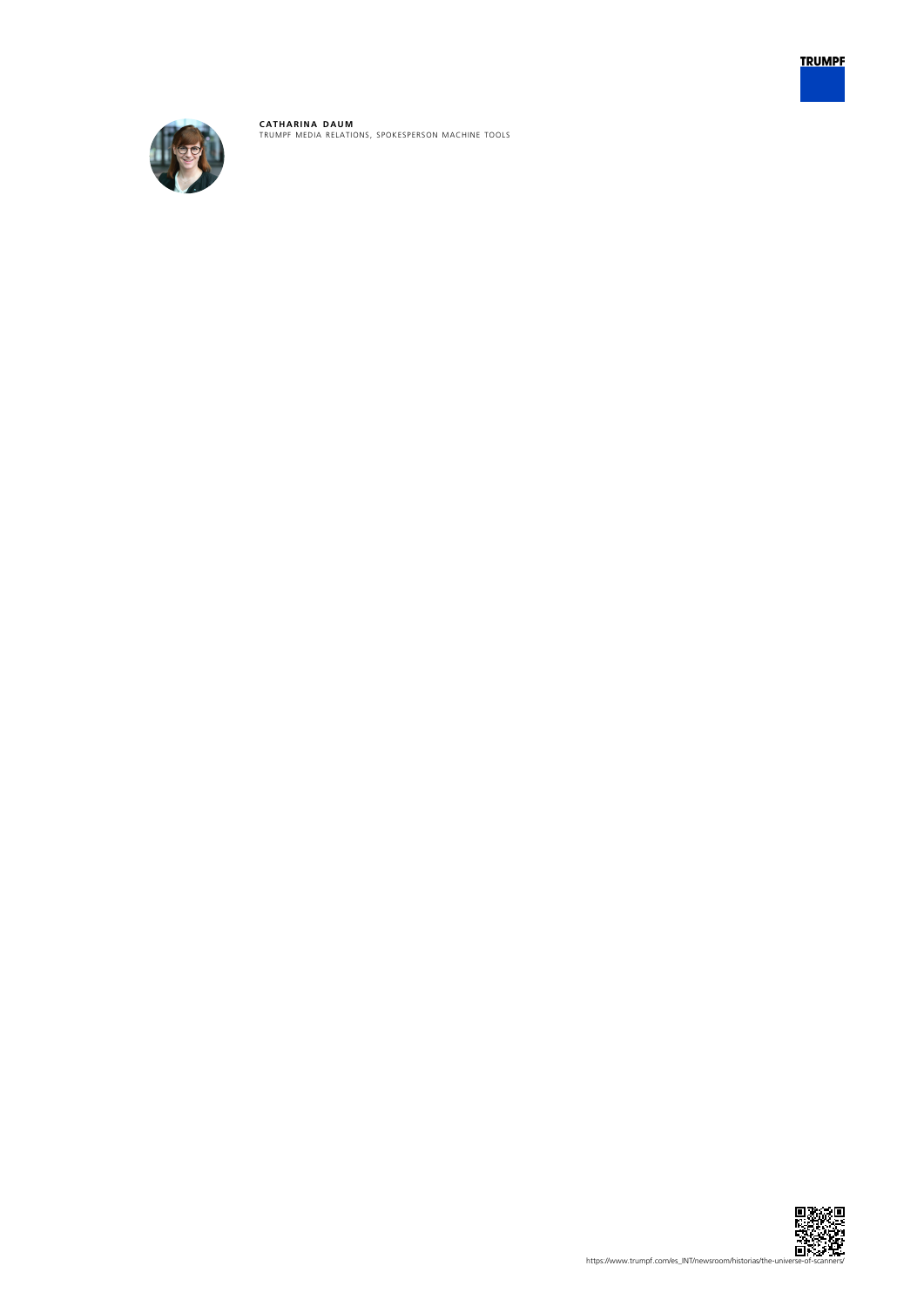**CATHARINA DAUM**
TRUMPF MEDIA RELATIONS, SPOKESPERSON MACHINE TOOLS